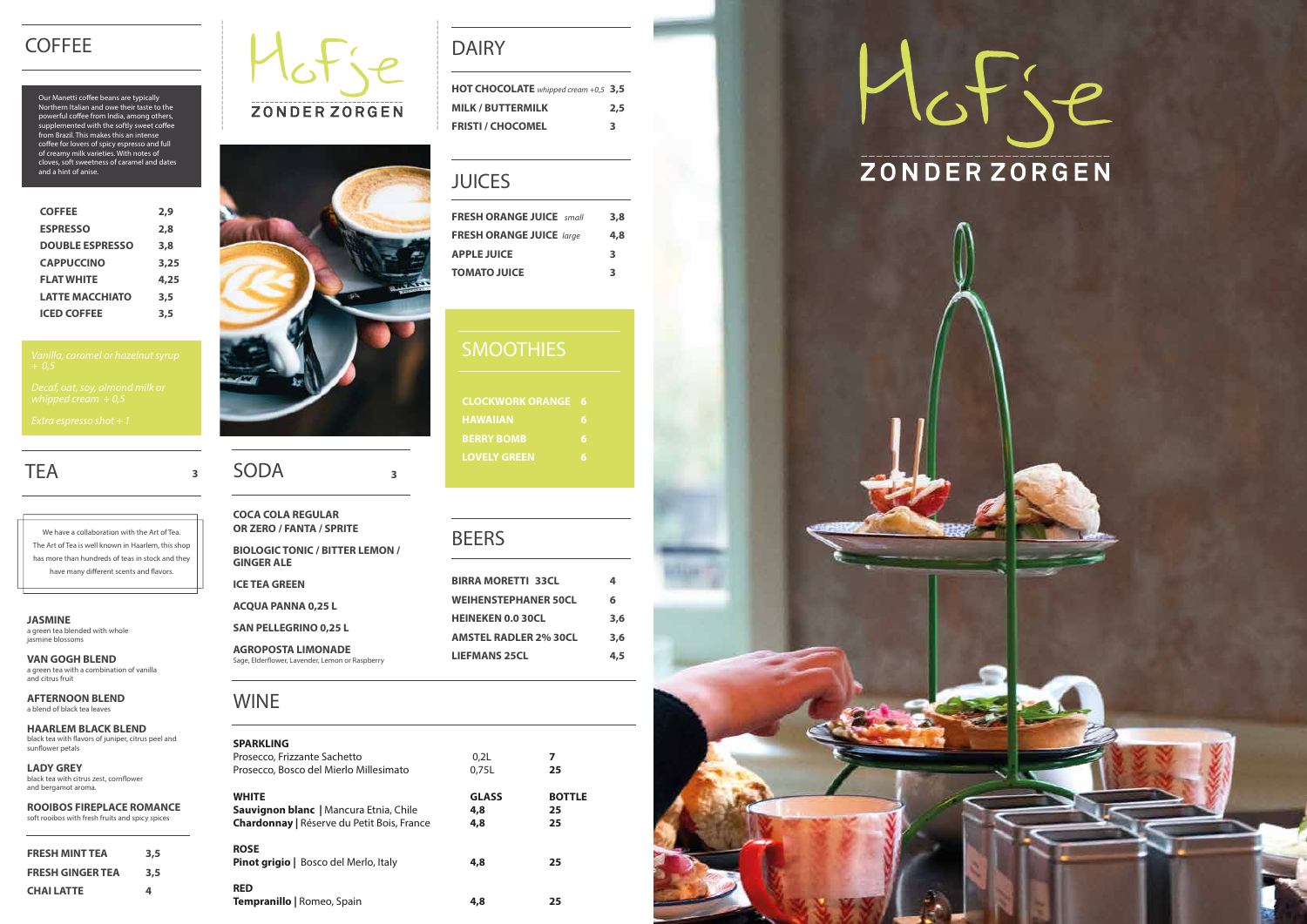# Hofje ZONDER ZORGEN

## COFFEE

Our Manetti coffee beans are typically Northern Italian and owe their taste to the powerful coffee from India, among others, supplemented with the softly sweet coffee from Brazil. This makes this an intense coffee for lovers of spicy espresso and full of creamy milk varieties. With notes of cloves, soft sweetness of caramel and dates and a hint of anise.

| | |
|---|---|
| **COFFEE** | **2,9** |
| **ESPRESSO** | **2,8** |
| **DOUBLE ESPRESSO** | **3,8** |
| **CAPPUCCINO** | **3,25** |
| **FLAT WHITE** | **4,25** |
| **LATTE MACCHIATO** | **3,5** |
| **ICED COFFEE** | **3,5** |

*Vanilla, caramel or hazelnut syrup + 0,5*

*Decaf, oat, soy, almond milk or whipped cream + 0,5*

*Extra espresso shot + 1*

## TEA — 3

We have a collaboration with the Art of Tea. The Art of Tea is well known in Haarlem, this shop has more than hundreds of teas in stock and they have many different scents and flavors.

**JASMINE**
a green tea blended with whole jasmine blossoms

**VAN GOGH BLEND**
a green tea with a combination of vanilla and citrus fruit

**AFTERNOON BLEND**
a blend of black tea leaves

**HAARLEM BLACK BLEND**
black tea with flavors of juniper, citrus peel and sunflower petals

**LADY GREY**
black tea with citrus zest, cornflower and bergamot aroma.

**ROOIBOS FIREPLACE ROMANCE**
soft rooibos with fresh fruits and spicy spices

| | |
|---|---|
| **FRESH MINT TEA** | **3,5** |
| **FRESH GINGER TEA** | **3,5** |
| **CHAI LATTE** | **4** |

## SODA — 3

**COCA COLA REGULAR OR ZERO / FANTA / SPRITE**

**BIOLOGIC TONIC / BITTER LEMON / GINGER ALE**

**ICE TEA GREEN**

**ACQUA PANNA 0,25 L**

**SAN PELLEGRINO 0,25 L**

**AGROPOSTA LIMONADE**
Sage, Elderflower, Lavender, Lemon or Raspberry

## DAIRY

| | |
|---|---|
| **HOT CHOCOLATE** *whipped cream +0,5* | **3,5** |
| **MILK / BUTTERMILK** | **2,5** |
| **FRISTI / CHOCOMEL** | **3** |

## JUICES

| | |
|---|---|
| **FRESH ORANGE JUICE** *small* | **3,8** |
| **FRESH ORANGE JUICE** *large* | **4,8** |
| **APPLE JUICE** | **3** |
| **TOMATO JUICE** | **3** |

## SMOOTHIES

| | |
|---|---|
| **CLOCKWORK ORANGE** | **6** |
| **HAWAIIAN** | **6** |
| **BERRY BOMB** | **6** |
| **LOVELY GREEN** | **6** |

## BEERS

| | |
|---|---|
| **BIRRA MORETTI 33CL** | **4** |
| **WEIHENSTEPHANER 50CL** | **6** |
| **HEINEKEN 0.0 30CL** | **3,6** |
| **AMSTEL RADLER 2% 30CL** | **3,6** |
| **LIEFMANS 25CL** | **4,5** |

## WINE

| | | |
|---|---|---|
| **SPARKLING** | | |
| Prosecco, Frizzante Sachetto | 0,2L | **7** |
| Prosecco, Bosco del Mierlo Millesimato | 0,75L | **25** |
| **WHITE** | **GLASS** | **BOTTLE** |
| **Sauvignon blanc** \| Mancura Etnia, Chile | **4,8** | **25** |
| **Chardonnay** \| Réserve du Petit Bois, France | **4,8** | **25** |
| **ROSE** | | |
| **Pinot grigio** \| Bosco del Merlo, Italy | **4,8** | **25** |
| **RED** | | |
| **Tempranillo** \| Romeo, Spain | **4,8** | **25** |

# Hofje ZONDER ZORGEN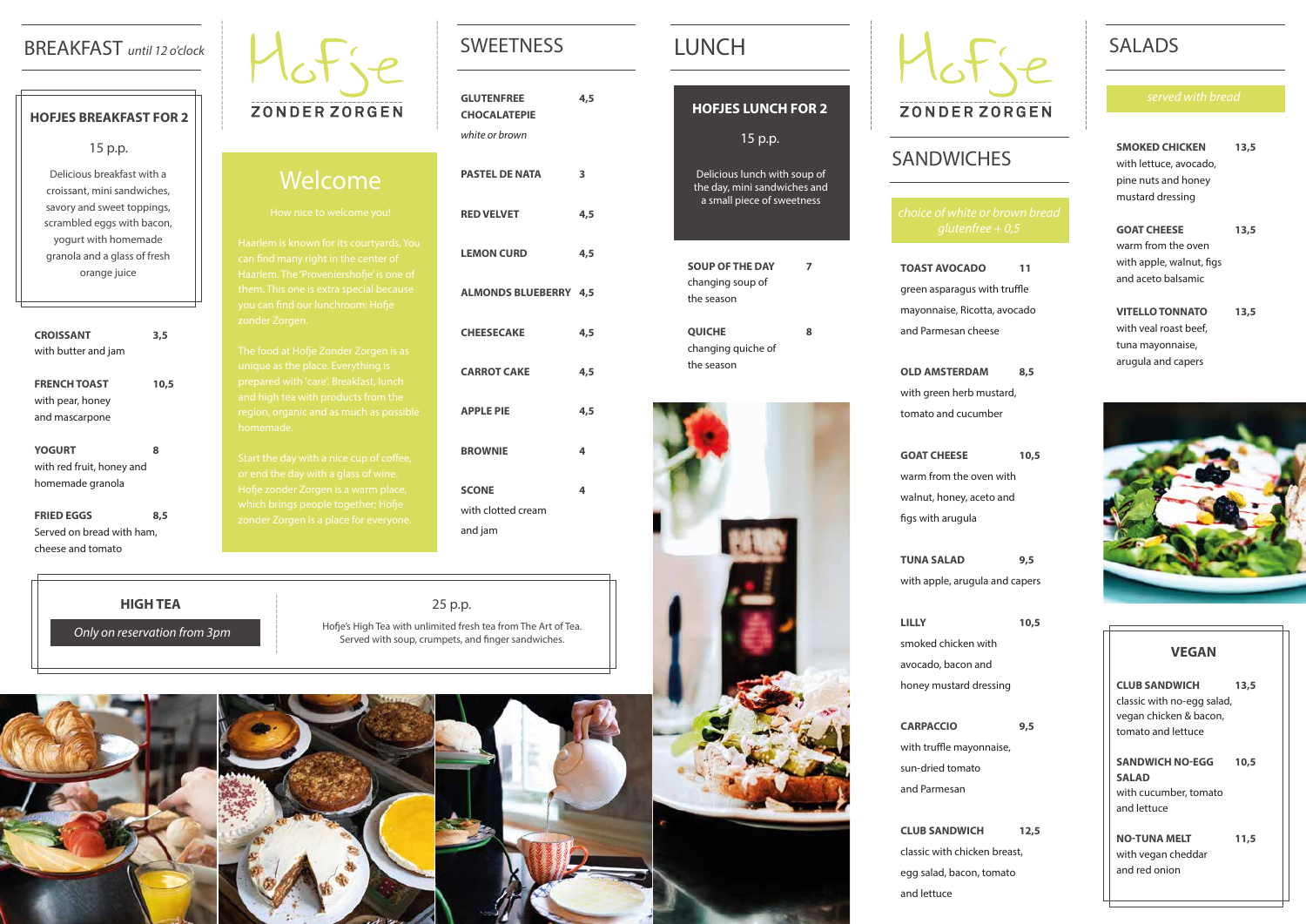# BREAKFAST *until 12 o'clock*

### HOFJES BREAKFAST FOR 2

15 p.p.

Delicious breakfast with a croissant, mini sandwiches, savory and sweet toppings, scrambled eggs with bacon, yogurt with homemade granola and a glass of fresh orange juice

**CROISSANT** 3,5
with butter and jam

**FRENCH TOAST** 10,5
with pear, honey and mascarpone

**YOGURT** 8
with red fruit, honey and homemade granola

**FRIED EGGS** 8,5
Served on bread with ham, cheese and tomato

Hofje
ZONDER ZORGEN

## Welcome

How nice to welcome you!

Haarlem is known for its courtyards. You can find many right in the center of Haarlem. The 'Proveniershofje' is one of them. This one is extra special because you can find our lunchroom: Hofje zonder Zorgen.

The food at Hofje Zonder Zorgen is as unique as the place. Everything is prepared with 'care'. Breakfast, lunch and high tea with products from the region, organic and as much as possible homemade.

Start the day with a nice cup of coffee, or end the day with a glass of wine. Hofje zonder Zorgen is a warm place, which brings people together; Hofje zonder Zorgen is a place for everyone.

# SWEETNESS

**GLUTENFREE CHOCALATEPIE** 4,5
*white or brown*

**PASTEL DE NATA** 3

**RED VELVET** 4,5

**LEMON CURD** 4,5

**ALMONDS BLUEBERRY** 4,5

**CHEESECAKE** 4,5

**CARROT CAKE** 4,5

**APPLE PIE** 4,5

**BROWNIE** 4

**SCONE** 4
with clotted cream and jam

### HIGH TEA

*Only on reservation from 3pm*

25 p.p.

Hofje's High Tea with unlimited fresh tea from The Art of Tea.
Served with soup, crumpets, and finger sandwiches.

# LUNCH

### HOFJES LUNCH FOR 2

15 p.p.

Delicious lunch with soup of the day, mini sandwiches and a small piece of sweetness

**SOUP OF THE DAY** 7
changing soup of the season

**QUICHE** 8
changing quiche of the season

Hofje
ZONDER ZORGEN

# SANDWICHES

*choice of white or brown bread*
*glutenfree + 0,5*

**TOAST AVOCADO** 11
green asparagus with truffle mayonnaise, Ricotta, avocado and Parmesan cheese

**OLD AMSTERDAM** 8,5
with green herb mustard, tomato and cucumber

**GOAT CHEESE** 10,5
warm from the oven with walnut, honey, aceto and figs with arugula

**TUNA SALAD** 9,5
with apple, arugula and capers

**LILLY** 10,5
smoked chicken with avocado, bacon and honey mustard dressing

**CARPACCIO** 9,5
with truffle mayonnaise, sun-dried tomato and Parmesan

**CLUB SANDWICH** 12,5
classic with chicken breast, egg salad, bacon, tomato and lettuce

# SALADS

*served with bread*

**SMOKED CHICKEN** 13,5
with lettuce, avocado, pine nuts and honey mustard dressing

**GOAT CHEESE** 13,5
warm from the oven with apple, walnut, figs and aceto balsamic

**VITELLO TONNATO** 13,5
with veal roast beef, tuna mayonnaise, arugula and capers

### VEGAN

**CLUB SANDWICH** 13,5
classic with no-egg salad, vegan chicken & bacon, tomato and lettuce

**SANDWICH NO-EGG SALAD** 10,5
with cucumber, tomato and lettuce

**NO-TUNA MELT** 11,5
with vegan cheddar and red onion